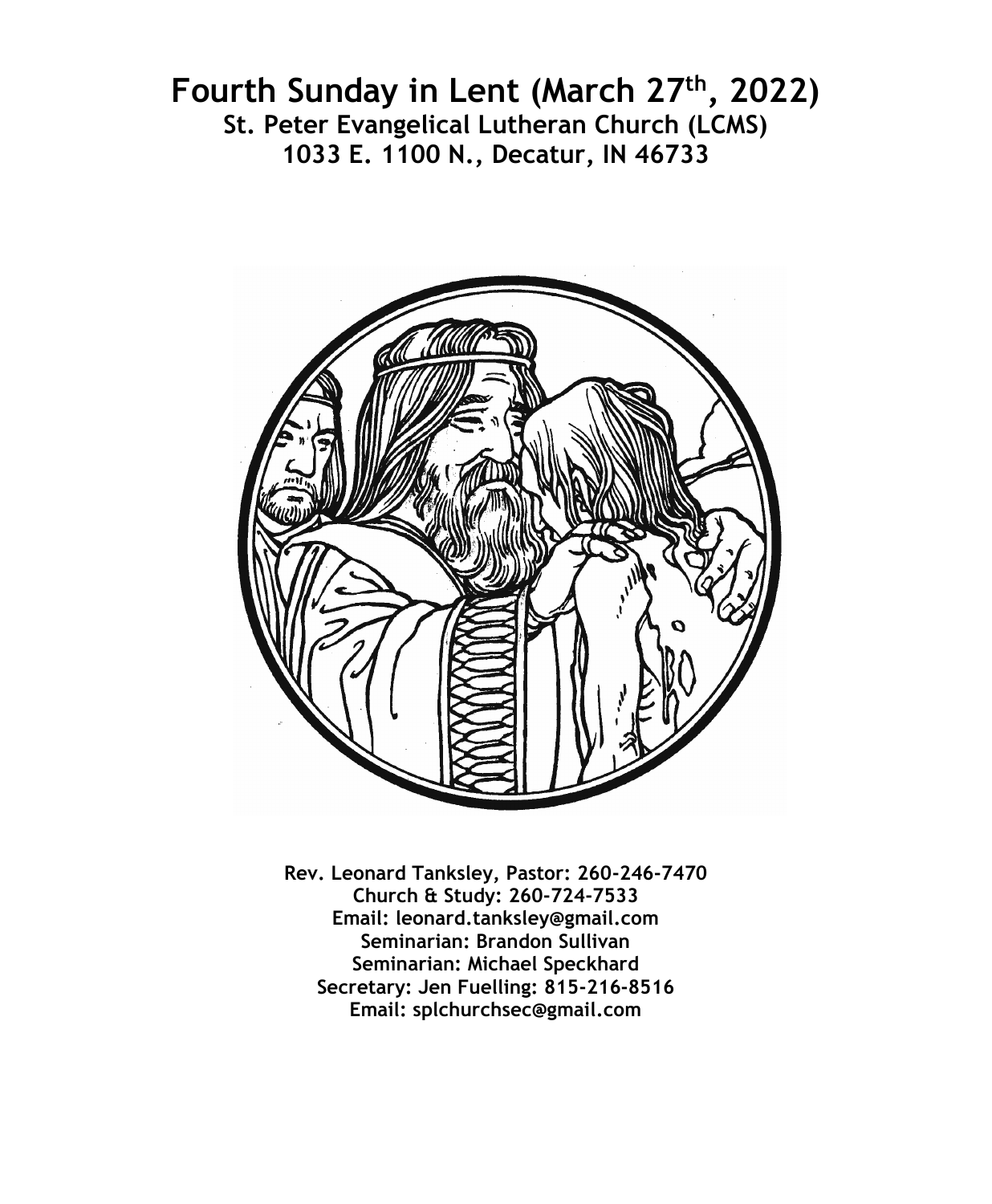# Fourth Sunday in Lent (March 27th, 2022)

## St. Peter Evangelical Lutheran Church (LCMS)

## 1033 E. 1100 N., Decatur, IN 46733

**Rev. Leonard Tanksley, Pastor: 260-246-7470**
**Church & Study: 260-724-7533**
**Email: leonard.tanksley@gmail.com**
**Seminarian: Brandon Sullivan**
**Seminarian: Michael Speckhard**
**Secretary: Jen Fuelling: 815-216-8516**
**Email: splchurchsec@gmail.com**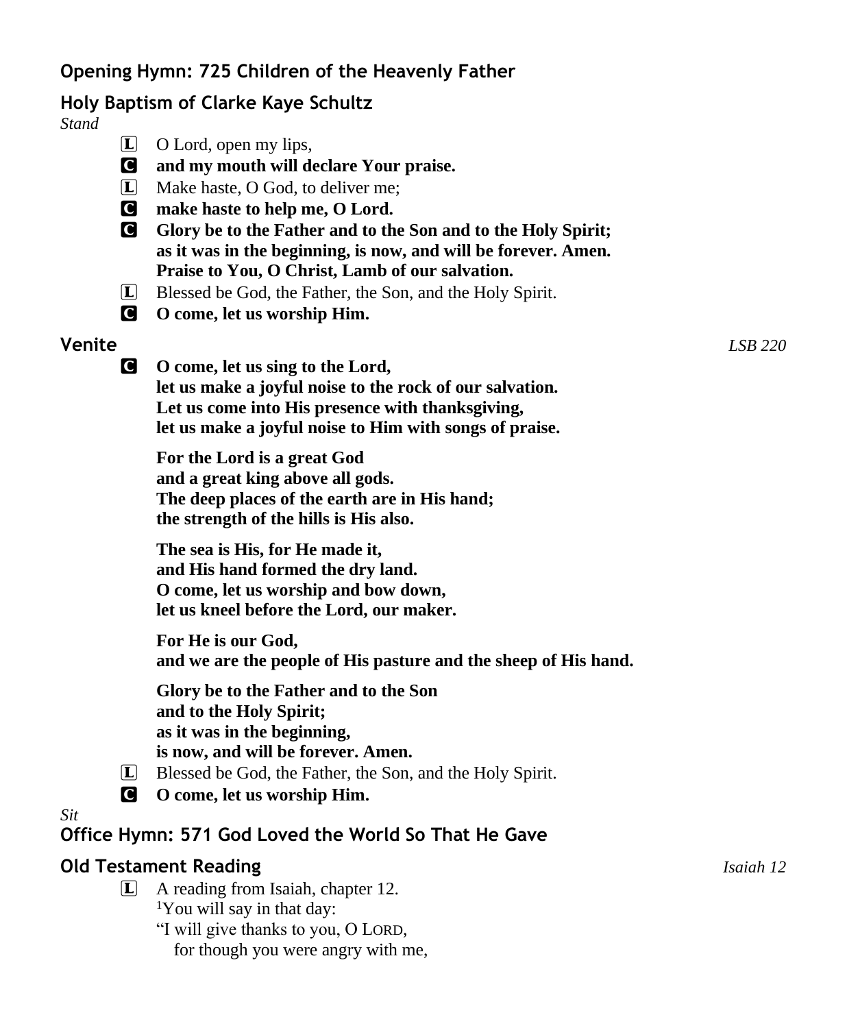## Opening Hymn: 725 Children of the Heavenly Father

## Holy Baptism of Clarke Kaye Schultz

*Stand*

L O Lord, open my lips,

C **and my mouth will declare Your praise.**

L Make haste, O God, to deliver me;

C **make haste to help me, O Lord.**

C **Glory be to the Father and to the Son and to the Holy Spirit;
as it was in the beginning, is now, and will be forever. Amen.
Praise to You, O Christ, Lamb of our salvation.**

L Blessed be God, the Father, the Son, and the Holy Spirit.

C **O come, let us worship Him.**

## Venite *LSB 220*

C **O come, let us sing to the Lord,
let us make a joyful noise to the rock of our salvation.
Let us come into His presence with thanksgiving,
let us make a joyful noise to Him with songs of praise.**

**For the Lord is a great God
and a great king above all gods.
The deep places of the earth are in His hand;
the strength of the hills is His also.**

**The sea is His, for He made it,
and His hand formed the dry land.
O come, let us worship and bow down,
let us kneel before the Lord, our maker.**

**For He is our God,
and we are the people of His pasture and the sheep of His hand.**

**Glory be to the Father and to the Son
and to the Holy Spirit;
as it was in the beginning,
is now, and will be forever. Amen.**

L Blessed be God, the Father, the Son, and the Holy Spirit.

C **O come, let us worship Him.**

*Sit*

## Office Hymn: 571 God Loved the World So That He Gave

## Old Testament Reading *Isaiah 12*

L A reading from Isaiah, chapter 12.
[1]You will say in that day:
"I will give thanks to you, O LORD,
for though you were angry with me,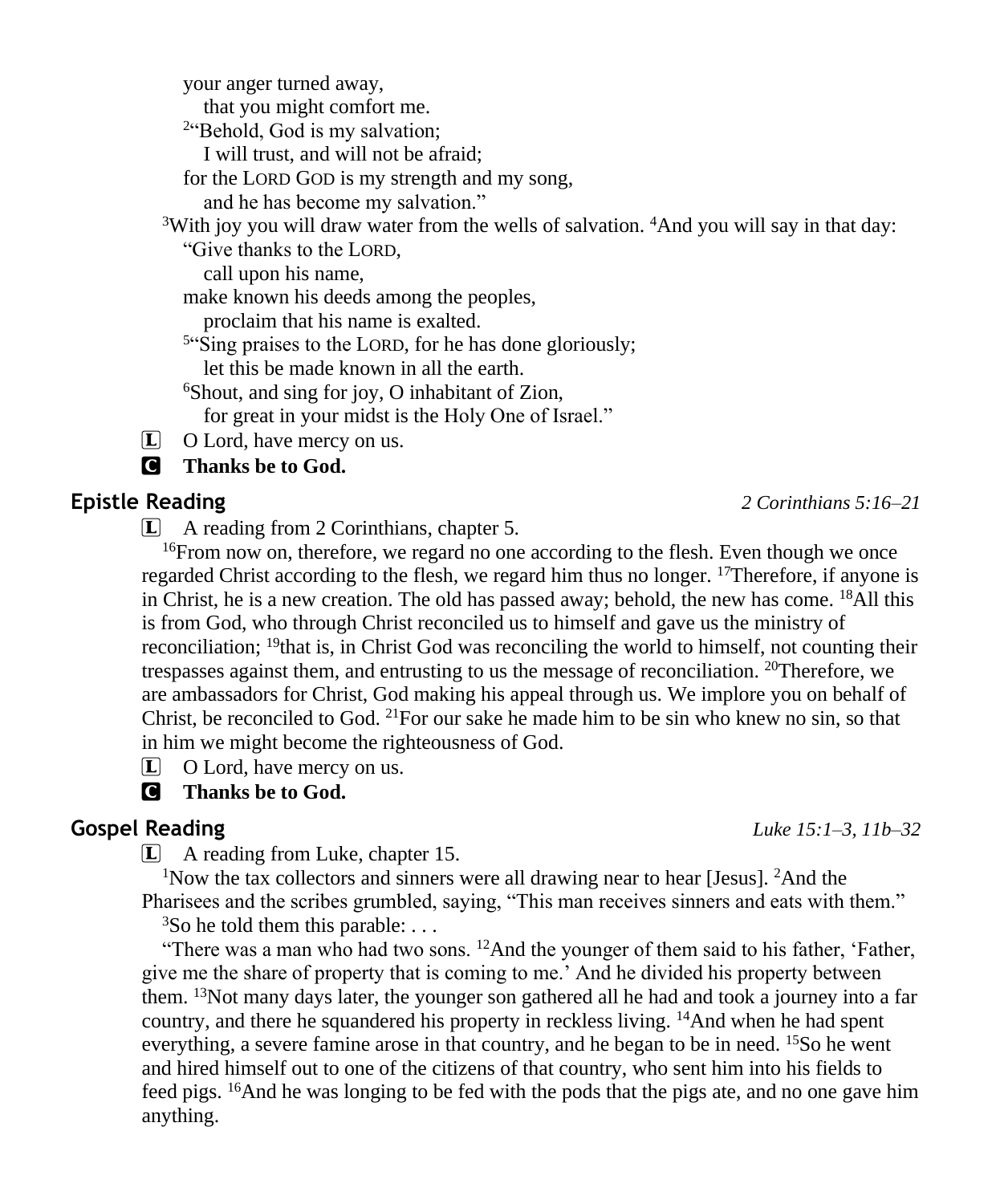your anger turned away,
  that you might comfort me.
[2]"Behold, God is my salvation;
  I will trust, and will not be afraid;
for the LORD GOD is my strength and my song,
  and he has become my salvation."

[3]With joy you will draw water from the wells of salvation. [4]And you will say in that day:
"Give thanks to the LORD,
  call upon his name,
make known his deeds among the peoples,
  proclaim that his name is exalted.
[5]"Sing praises to the LORD, for he has done gloriously;
  let this be made known in all the earth.
[6]Shout, and sing for joy, O inhabitant of Zion,
  for great in your midst is the Holy One of Israel."

L O Lord, have mercy on us.

C **Thanks be to God.**

## Epistle Reading

*2 Corinthians 5:16–21*

L A reading from 2 Corinthians, chapter 5.

[16]From now on, therefore, we regard no one according to the flesh. Even though we once regarded Christ according to the flesh, we regard him thus no longer. [17]Therefore, if anyone is in Christ, he is a new creation. The old has passed away; behold, the new has come. [18]All this is from God, who through Christ reconciled us to himself and gave us the ministry of reconciliation; [19]that is, in Christ God was reconciling the world to himself, not counting their trespasses against them, and entrusting to us the message of reconciliation. [20]Therefore, we are ambassadors for Christ, God making his appeal through us. We implore you on behalf of Christ, be reconciled to God. [21]For our sake he made him to be sin who knew no sin, so that in him we might become the righteousness of God.

L O Lord, have mercy on us.

C **Thanks be to God.**

## Gospel Reading

*Luke 15:1–3, 11b–32*

L A reading from Luke, chapter 15.

[1]Now the tax collectors and sinners were all drawing near to hear [Jesus]. [2]And the Pharisees and the scribes grumbled, saying, "This man receives sinners and eats with them."

[3]So he told them this parable: . . .

"There was a man who had two sons. [12]And the younger of them said to his father, 'Father, give me the share of property that is coming to me.' And he divided his property between them. [13]Not many days later, the younger son gathered all he had and took a journey into a far country, and there he squandered his property in reckless living. [14]And when he had spent everything, a severe famine arose in that country, and he began to be in need. [15]So he went and hired himself out to one of the citizens of that country, who sent him into his fields to feed pigs. [16]And he was longing to be fed with the pods that the pigs ate, and no one gave him anything.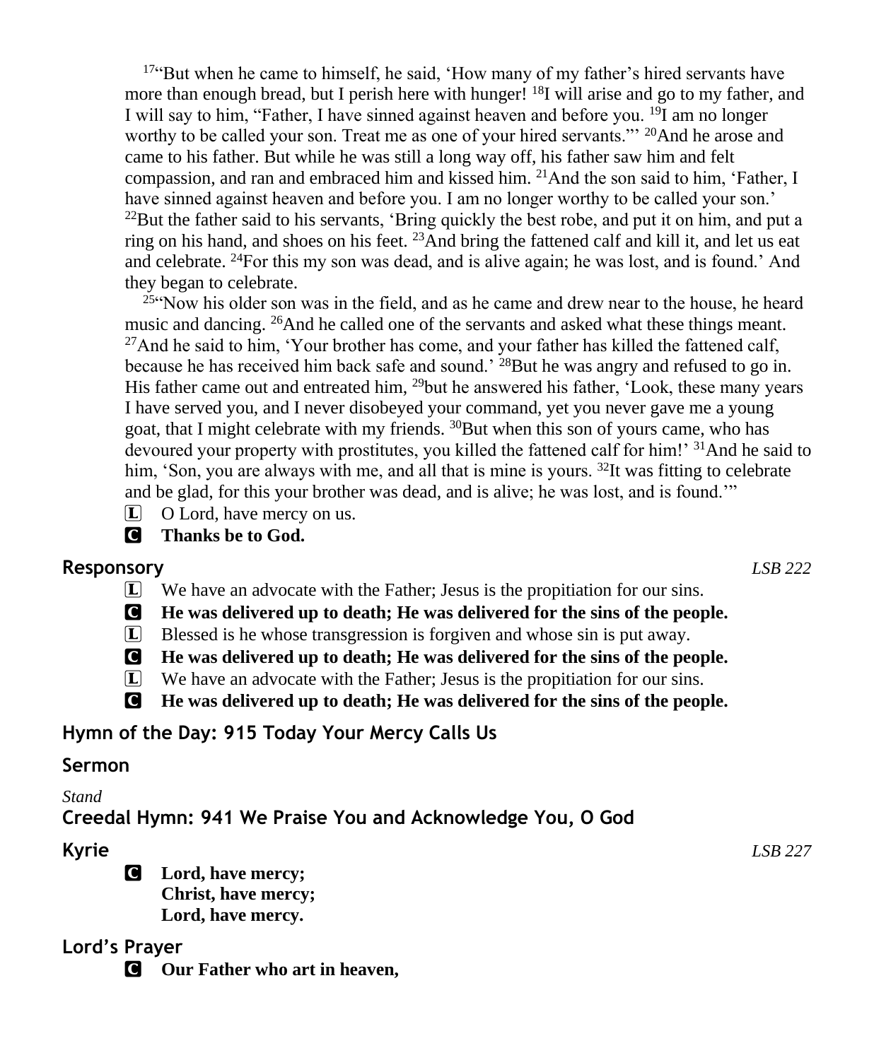[17]"But when he came to himself, he said, 'How many of my father's hired servants have more than enough bread, but I perish here with hunger! [18]I will arise and go to my father, and I will say to him, "Father, I have sinned against heaven and before you. [19]I am no longer worthy to be called your son. Treat me as one of your hired servants."' [20]And he arose and came to his father. But while he was still a long way off, his father saw him and felt compassion, and ran and embraced him and kissed him. [21]And the son said to him, 'Father, I have sinned against heaven and before you. I am no longer worthy to be called your son.' [22]But the father said to his servants, 'Bring quickly the best robe, and put it on him, and put a ring on his hand, and shoes on his feet. [23]And bring the fattened calf and kill it, and let us eat and celebrate. [24]For this my son was dead, and is alive again; he was lost, and is found.' And they began to celebrate.

[25]"Now his older son was in the field, and as he came and drew near to the house, he heard music and dancing. [26]And he called one of the servants and asked what these things meant. [27]And he said to him, 'Your brother has come, and your father has killed the fattened calf, because he has received him back safe and sound.' [28]But he was angry and refused to go in. His father came out and entreated him, [29]but he answered his father, 'Look, these many years I have served you, and I never disobeyed your command, yet you never gave me a young goat, that I might celebrate with my friends. [30]But when this son of yours came, who has devoured your property with prostitutes, you killed the fattened calf for him!' [31]And he said to him, 'Son, you are always with me, and all that is mine is yours. [32]It was fitting to celebrate and be glad, for this your brother was dead, and is alive; he was lost, and is found.'"

L O Lord, have mercy on us.

C **Thanks be to God.**

## Responsory *LSB 222*

L We have an advocate with the Father; Jesus is the propitiation for our sins.

C **He was delivered up to death; He was delivered for the sins of the people.**

L Blessed is he whose transgression is forgiven and whose sin is put away.

C **He was delivered up to death; He was delivered for the sins of the people.**

L We have an advocate with the Father; Jesus is the propitiation for our sins.

C **He was delivered up to death; He was delivered for the sins of the people.**

## Hymn of the Day: 915 Today Your Mercy Calls Us

## Sermon

*Stand*

## Creedal Hymn: 941 We Praise You and Acknowledge You, O God

## Kyrie *LSB 227*

C **Lord, have mercy;**
**Christ, have mercy;**
**Lord, have mercy.**

## Lord's Prayer

C **Our Father who art in heaven,**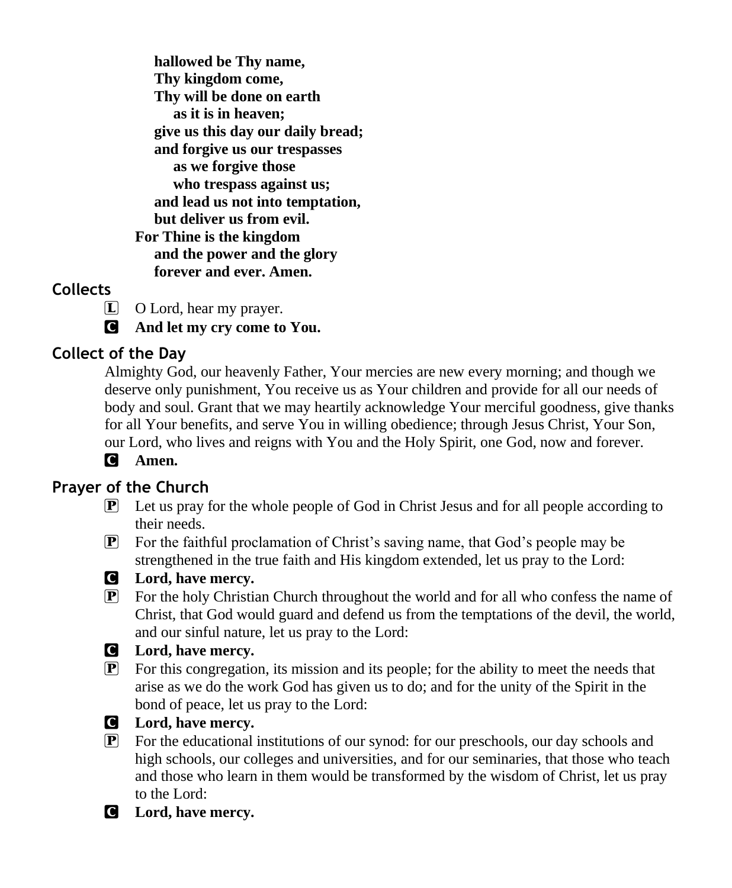**hallowed be Thy name,**
**Thy kingdom come,**
**Thy will be done on earth**
**as it is in heaven;**
**give us this day our daily bread;**
**and forgive us our trespasses**
**as we forgive those**
**who trespass against us;**
**and lead us not into temptation,**
**but deliver us from evil.**
**For Thine is the kingdom**
**and the power and the glory**
**forever and ever. Amen.**

## Collects

L O Lord, hear my prayer.

C **And let my cry come to You.**

## Collect of the Day

Almighty God, our heavenly Father, Your mercies are new every morning; and though we deserve only punishment, You receive us as Your children and provide for all our needs of body and soul. Grant that we may heartily acknowledge Your merciful goodness, give thanks for all Your benefits, and serve You in willing obedience; through Jesus Christ, Your Son, our Lord, who lives and reigns with You and the Holy Spirit, one God, now and forever.

C **Amen.**

## Prayer of the Church

P Let us pray for the whole people of God in Christ Jesus and for all people according to their needs.

P For the faithful proclamation of Christ's saving name, that God's people may be strengthened in the true faith and His kingdom extended, let us pray to the Lord:

C **Lord, have mercy.**

P For the holy Christian Church throughout the world and for all who confess the name of Christ, that God would guard and defend us from the temptations of the devil, the world, and our sinful nature, let us pray to the Lord:

C **Lord, have mercy.**

P For this congregation, its mission and its people; for the ability to meet the needs that arise as we do the work God has given us to do; and for the unity of the Spirit in the bond of peace, let us pray to the Lord:

C **Lord, have mercy.**

P For the educational institutions of our synod: for our preschools, our day schools and high schools, our colleges and universities, and for our seminaries, that those who teach and those who learn in them would be transformed by the wisdom of Christ, let us pray to the Lord:

C **Lord, have mercy.**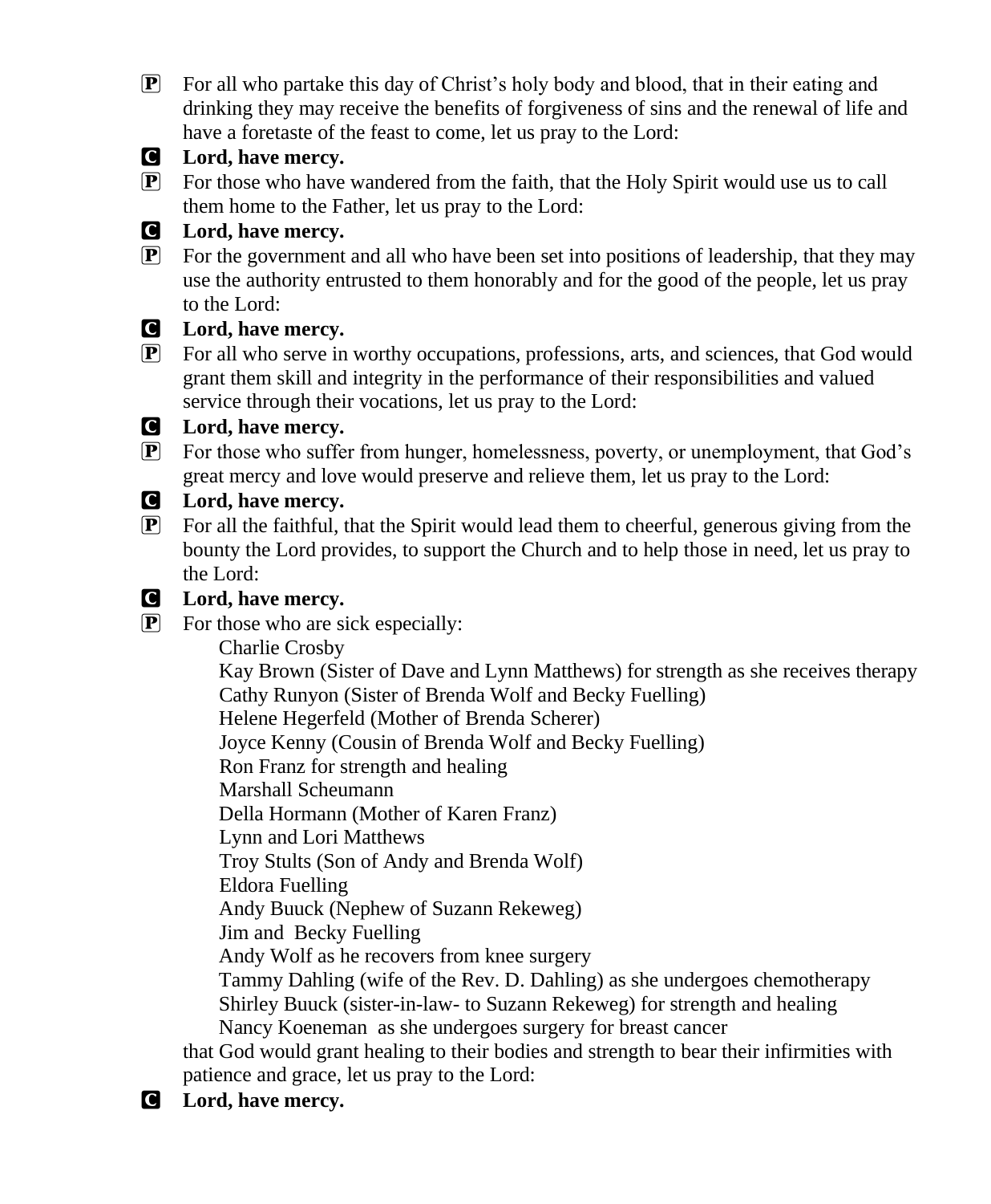P For all who partake this day of Christ's holy body and blood, that in their eating and drinking they may receive the benefits of forgiveness of sins and the renewal of life and have a foretaste of the feast to come, let us pray to the Lord:

C **Lord, have mercy.**

P For those who have wandered from the faith, that the Holy Spirit would use us to call them home to the Father, let us pray to the Lord:

C **Lord, have mercy.**

P For the government and all who have been set into positions of leadership, that they may use the authority entrusted to them honorably and for the good of the people, let us pray to the Lord:

C **Lord, have mercy.**

P For all who serve in worthy occupations, professions, arts, and sciences, that God would grant them skill and integrity in the performance of their responsibilities and valued service through their vocations, let us pray to the Lord:

C **Lord, have mercy.**

P For those who suffer from hunger, homelessness, poverty, or unemployment, that God's great mercy and love would preserve and relieve them, let us pray to the Lord:

C **Lord, have mercy.**

P For all the faithful, that the Spirit would lead them to cheerful, generous giving from the bounty the Lord provides, to support the Church and to help those in need, let us pray to the Lord:

C **Lord, have mercy.**

P For those who are sick especially:

Charlie Crosby
Kay Brown (Sister of Dave and Lynn Matthews) for strength as she receives therapy
Cathy Runyon (Sister of Brenda Wolf and Becky Fuelling)
Helene Hegerfeld (Mother of Brenda Scherer)
Joyce Kenny (Cousin of Brenda Wolf and Becky Fuelling)
Ron Franz for strength and healing
Marshall Scheumann
Della Hormann (Mother of Karen Franz)
Lynn and Lori Matthews
Troy Stults (Son of Andy and Brenda Wolf)
Eldora Fuelling
Andy Buuck (Nephew of Suzann Rekeweg)
Jim and Becky Fuelling
Andy Wolf as he recovers from knee surgery
Tammy Dahling (wife of the Rev. D. Dahling) as she undergoes chemotherapy
Shirley Buuck (sister-in-law- to Suzann Rekeweg) for strength and healing
Nancy Koeneman as she undergoes surgery for breast cancer

that God would grant healing to their bodies and strength to bear their infirmities with patience and grace, let us pray to the Lord:

C **Lord, have mercy.**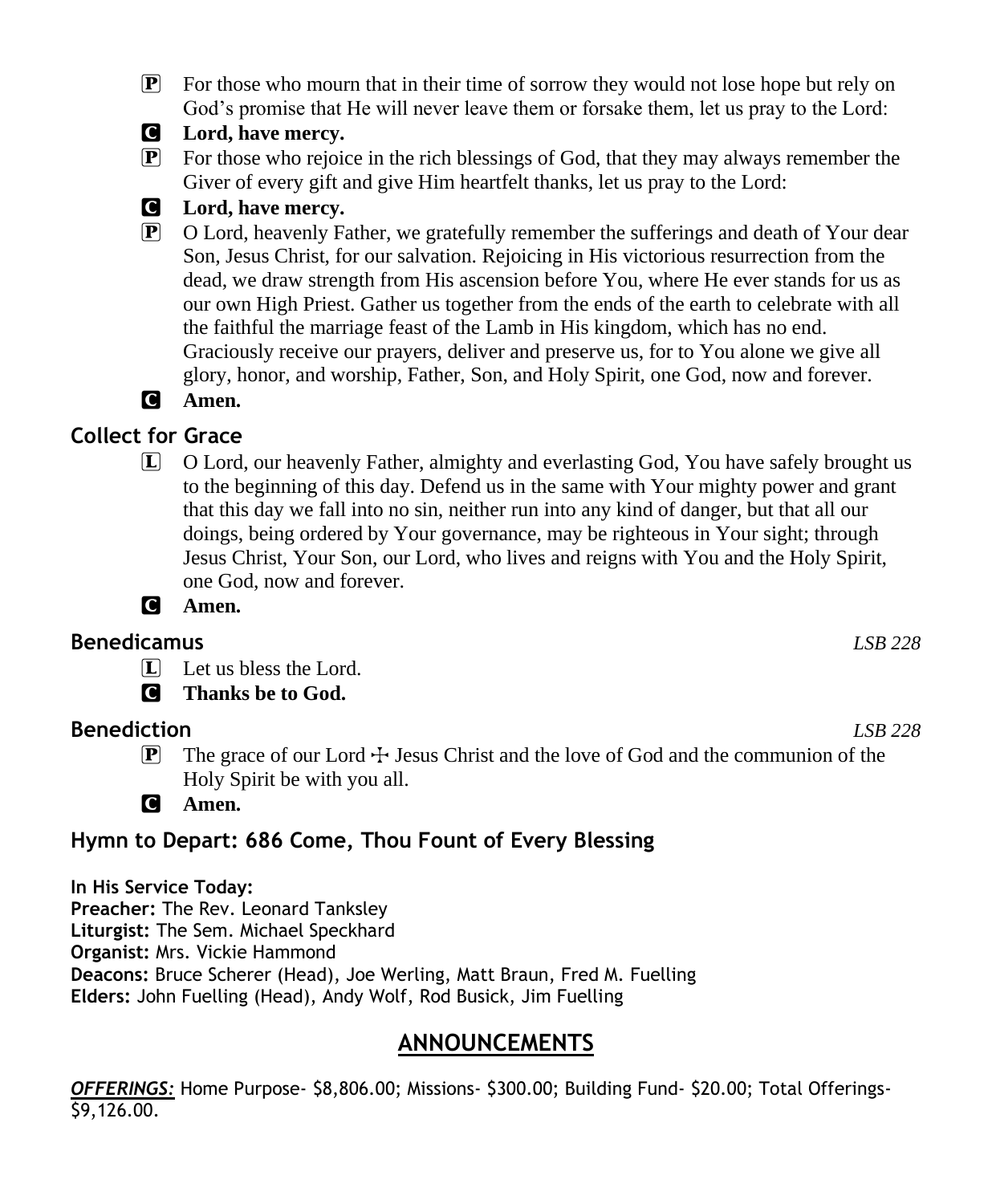P For those who mourn that in their time of sorrow they would not lose hope but rely on God's promise that He will never leave them or forsake them, let us pray to the Lord:

C **Lord, have mercy.**

P For those who rejoice in the rich blessings of God, that they may always remember the Giver of every gift and give Him heartfelt thanks, let us pray to the Lord:

C **Lord, have mercy.**

P O Lord, heavenly Father, we gratefully remember the sufferings and death of Your dear Son, Jesus Christ, for our salvation. Rejoicing in His victorious resurrection from the dead, we draw strength from His ascension before You, where He ever stands for us as our own High Priest. Gather us together from the ends of the earth to celebrate with all the faithful the marriage feast of the Lamb in His kingdom, which has no end. Graciously receive our prayers, deliver and preserve us, for to You alone we give all glory, honor, and worship, Father, Son, and Holy Spirit, one God, now and forever.

C **Amen.**

## Collect for Grace

L O Lord, our heavenly Father, almighty and everlasting God, You have safely brought us to the beginning of this day. Defend us in the same with Your mighty power and grant that this day we fall into no sin, neither run into any kind of danger, but that all our doings, being ordered by Your governance, may be righteous in Your sight; through Jesus Christ, Your Son, our Lord, who lives and reigns with You and the Holy Spirit, one God, now and forever.

C **Amen.**

## Benedicamus *LSB 228*

L Let us bless the Lord.

C **Thanks be to God.**

## Benediction *LSB 228*

P The grace of our Lord ☩ Jesus Christ and the love of God and the communion of the Holy Spirit be with you all.

C **Amen.**

## Hymn to Depart: 686 Come, Thou Fount of Every Blessing

**In His Service Today:**
**Preacher:** The Rev. Leonard Tanksley
**Liturgist:** The Sem. Michael Speckhard
**Organist:** Mrs. Vickie Hammond
**Deacons:** Bruce Scherer (Head), Joe Werling, Matt Braun, Fred M. Fuelling
**Elders:** John Fuelling (Head), Andy Wolf, Rod Busick, Jim Fuelling

# ANNOUNCEMENTS

***OFFERINGS:*** Home Purpose- $8,806.00; Missions- $300.00; Building Fund- $20.00; Total Offerings- $9,126.00.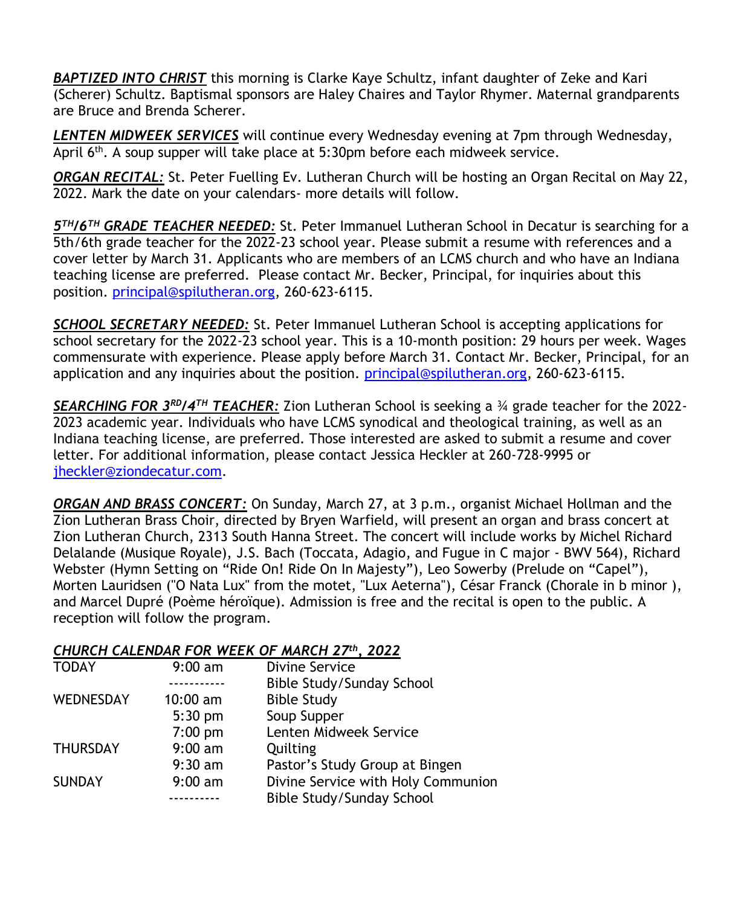***BAPTIZED INTO CHRIST*** this morning is Clarke Kaye Schultz, infant daughter of Zeke and Kari (Scherer) Schultz. Baptismal sponsors are Haley Chaires and Taylor Rhymer. Maternal grandparents are Bruce and Brenda Scherer.

***LENTEN MIDWEEK SERVICES*** will continue every Wednesday evening at 7pm through Wednesday, April 6th. A soup supper will take place at 5:30pm before each midweek service.

***ORGAN RECITAL:*** St. Peter Fuelling Ev. Lutheran Church will be hosting an Organ Recital on May 22, 2022. Mark the date on your calendars- more details will follow.

***5TH/6TH GRADE TEACHER NEEDED:*** St. Peter Immanuel Lutheran School in Decatur is searching for a 5th/6th grade teacher for the 2022-23 school year. Please submit a resume with references and a cover letter by March 31. Applicants who are members of an LCMS church and who have an Indiana teaching license are preferred. Please contact Mr. Becker, Principal, for inquiries about this position. principal@spilutheran.org, 260-623-6115.

***SCHOOL SECRETARY NEEDED:*** St. Peter Immanuel Lutheran School is accepting applications for school secretary for the 2022-23 school year. This is a 10-month position: 29 hours per week. Wages commensurate with experience. Please apply before March 31. Contact Mr. Becker, Principal, for an application and any inquiries about the position. principal@spilutheran.org, 260-623-6115.

***SEARCHING FOR 3RD/4TH TEACHER:*** Zion Lutheran School is seeking a ¾ grade teacher for the 2022-2023 academic year. Individuals who have LCMS synodical and theological training, as well as an Indiana teaching license, are preferred. Those interested are asked to submit a resume and cover letter. For additional information, please contact Jessica Heckler at 260-728-9995 or jheckler@ziondecatur.com.

***ORGAN AND BRASS CONCERT:*** On Sunday, March 27, at 3 p.m., organist Michael Hollman and the Zion Lutheran Brass Choir, directed by Bryen Warfield, will present an organ and brass concert at Zion Lutheran Church, 2313 South Hanna Street. The concert will include works by Michel Richard Delalande (Musique Royale), J.S. Bach (Toccata, Adagio, and Fugue in C major - BWV 564), Richard Webster (Hymn Setting on "Ride On! Ride On In Majesty"), Leo Sowerby (Prelude on "Capel"), Morten Lauridsen ("O Nata Lux" from the motet, "Lux Aeterna"), César Franck (Chorale in b minor ), and Marcel Dupré (Poème héroïque). Admission is free and the recital is open to the public. A reception will follow the program.

***CHURCH CALENDAR FOR WEEK OF MARCH 27th, 2022***

| | | |
|---|---|---|
| TODAY | 9:00 am | Divine Service |
| | ----------- | Bible Study/Sunday School |
| WEDNESDAY | 10:00 am | Bible Study |
| | 5:30 pm | Soup Supper |
| | 7:00 pm | Lenten Midweek Service |
| THURSDAY | 9:00 am | Quilting |
| | 9:30 am | Pastor's Study Group at Bingen |
| SUNDAY | 9:00 am | Divine Service with Holy Communion |
| | ---------- | Bible Study/Sunday School |